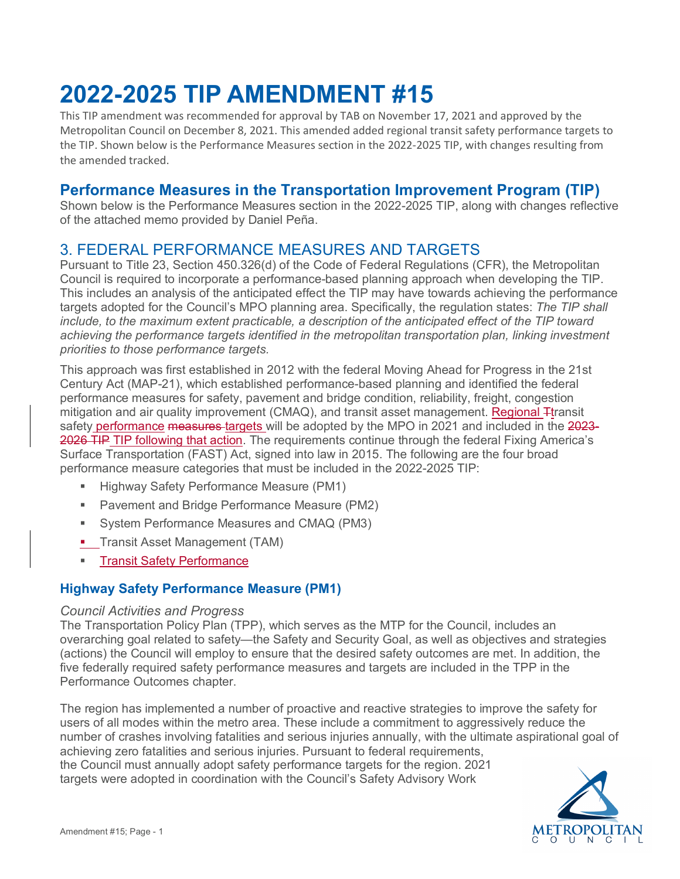# 2022-2025 TIP AMENDMENT #15

This TIP amendment was recommended for approval by TAB on November 17, 2021 and approved by the Metropolitan Council on December 8, 2021. This amended added regional transit safety performance targets to the TIP. Shown below is the Performance Measures section in the 2022-2025 TIP, with changes resulting from the amended tracked.

## Performance Measures in the Transportation Improvement Program (TIP)

Shown below is the Performance Measures section in the 2022-2025 TIP, along with changes reflective of the attached memo provided by Daniel Peña.

## 3. FEDERAL PERFORMANCE MEASURES AND TARGETS

Pursuant to Title 23, Section 450.326(d) of the Code of Federal Regulations (CFR), the Metropolitan Council is required to incorporate a performance-based planning approach when developing the TIP. This includes an analysis of the anticipated effect the TIP may have towards achieving the performance targets adopted for the Council's MPO planning area. Specifically, the regulation states: *The TIP shall include, to the maximum extent practicable, a description of the anticipated effect of the TIP toward achieving the performance targets identified in the metropolitan transportation plan, linking investment priorities to those performance targets.*

This approach was first established in 2012 with the federal Moving Ahead for Progress in the 21st Century Act (MAP-21), which established performance-based planning and identified the federal performance measures for safety, pavement and bridge condition, reliability, freight, congestion mitigation and air quality improvement (CMAQ), and transit asset management. Regional ~~T~~transit safety performance ~~measures~~ targets will be adopted by the MPO in 2021 and included in the ~~2023-2026 TIP~~ TIP following that action. The requirements continue through the federal Fixing America's Surface Transportation (FAST) Act, signed into law in 2015. The following are the four broad performance measure categories that must be included in the 2022-2025 TIP:

- Highway Safety Performance Measure (PM1)
- Pavement and Bridge Performance Measure (PM2)
- System Performance Measures and CMAQ (PM3)
- Transit Asset Management (TAM)
- Transit Safety Performance

### Highway Safety Performance Measure (PM1)

*Council Activities and Progress*

The Transportation Policy Plan (TPP), which serves as the MTP for the Council, includes an overarching goal related to safety—the Safety and Security Goal, as well as objectives and strategies (actions) the Council will employ to ensure that the desired safety outcomes are met. In addition, the five federally required safety performance measures and targets are included in the TPP in the Performance Outcomes chapter.

The region has implemented a number of proactive and reactive strategies to improve the safety for users of all modes within the metro area. These include a commitment to aggressively reduce the number of crashes involving fatalities and serious injuries annually, with the ultimate aspirational goal of achieving zero fatalities and serious injuries. Pursuant to federal requirements, the Council must annually adopt safety performance targets for the region. 2021 targets were adopted in coordination with the Council's Safety Advisory Work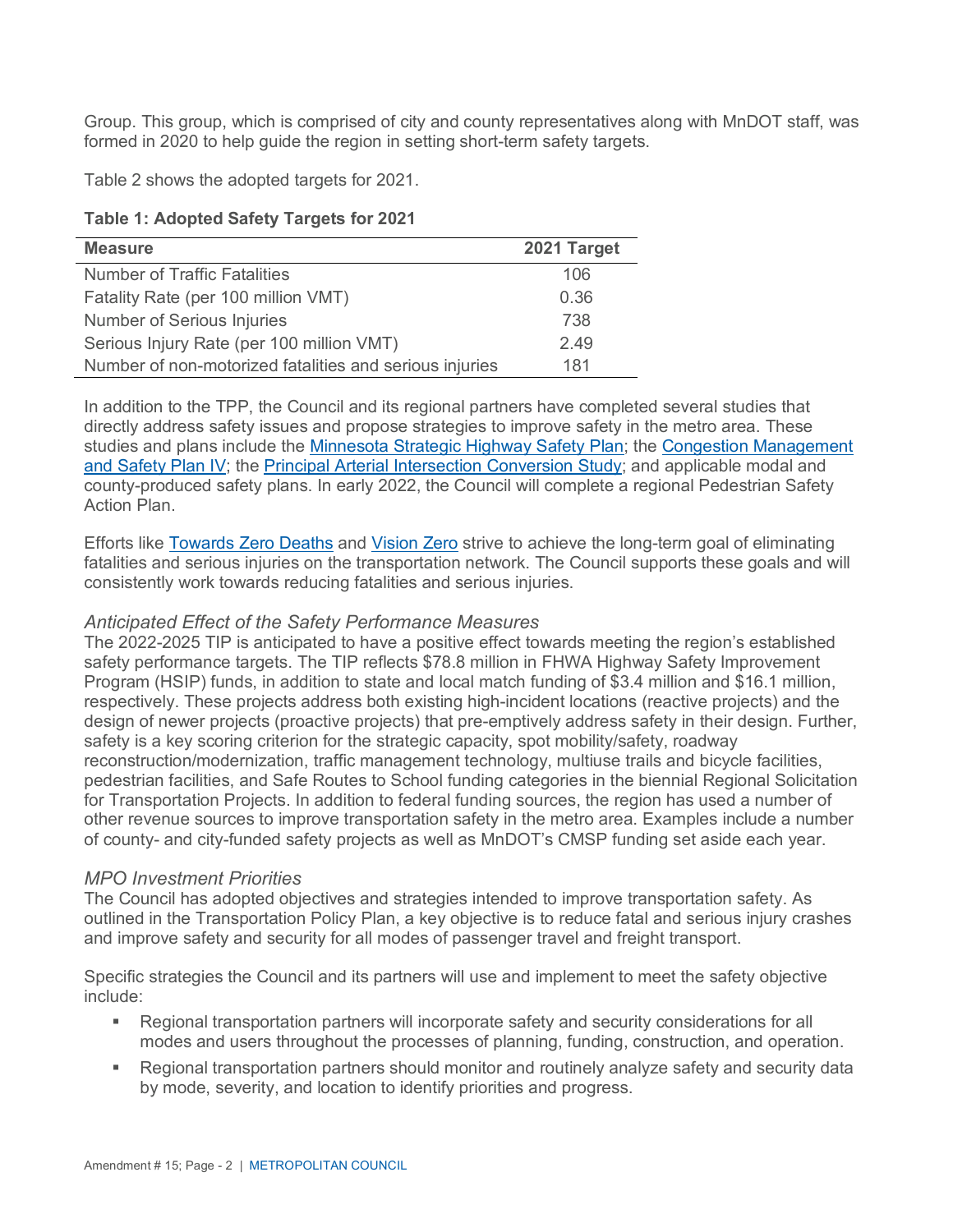Group. This group, which is comprised of city and county representatives along with MnDOT staff, was formed in 2020 to help guide the region in setting short-term safety targets.

Table 2 shows the adopted targets for 2021.

**Table 1: Adopted Safety Targets for 2021**

| Measure | 2021 Target |
| --- | --- |
| Number of Traffic Fatalities | 106 |
| Fatality Rate (per 100 million VMT) | 0.36 |
| Number of Serious Injuries | 738 |
| Serious Injury Rate (per 100 million VMT) | 2.49 |
| Number of non-motorized fatalities and serious injuries | 181 |

In addition to the TPP, the Council and its regional partners have completed several studies that directly address safety issues and propose strategies to improve safety in the metro area. These studies and plans include the Minnesota Strategic Highway Safety Plan; the Congestion Management and Safety Plan IV; the Principal Arterial Intersection Conversion Study; and applicable modal and county-produced safety plans. In early 2022, the Council will complete a regional Pedestrian Safety Action Plan.

Efforts like Towards Zero Deaths and Vision Zero strive to achieve the long-term goal of eliminating fatalities and serious injuries on the transportation network. The Council supports these goals and will consistently work towards reducing fatalities and serious injuries.

### *Anticipated Effect of the Safety Performance Measures*

The 2022-2025 TIP is anticipated to have a positive effect towards meeting the region's established safety performance targets. The TIP reflects $78.8 million in FHWA Highway Safety Improvement Program (HSIP) funds, in addition to state and local match funding of $3.4 million and $16.1 million, respectively. These projects address both existing high-incident locations (reactive projects) and the design of newer projects (proactive projects) that pre-emptively address safety in their design. Further, safety is a key scoring criterion for the strategic capacity, spot mobility/safety, roadway reconstruction/modernization, traffic management technology, multiuse trails and bicycle facilities, pedestrian facilities, and Safe Routes to School funding categories in the biennial Regional Solicitation for Transportation Projects. In addition to federal funding sources, the region has used a number of other revenue sources to improve transportation safety in the metro area. Examples include a number of county- and city-funded safety projects as well as MnDOT's CMSP funding set aside each year.

### *MPO Investment Priorities*

The Council has adopted objectives and strategies intended to improve transportation safety. As outlined in the Transportation Policy Plan, a key objective is to reduce fatal and serious injury crashes and improve safety and security for all modes of passenger travel and freight transport.

Specific strategies the Council and its partners will use and implement to meet the safety objective include:

- Regional transportation partners will incorporate safety and security considerations for all modes and users throughout the processes of planning, funding, construction, and operation.
- Regional transportation partners should monitor and routinely analyze safety and security data by mode, severity, and location to identify priorities and progress.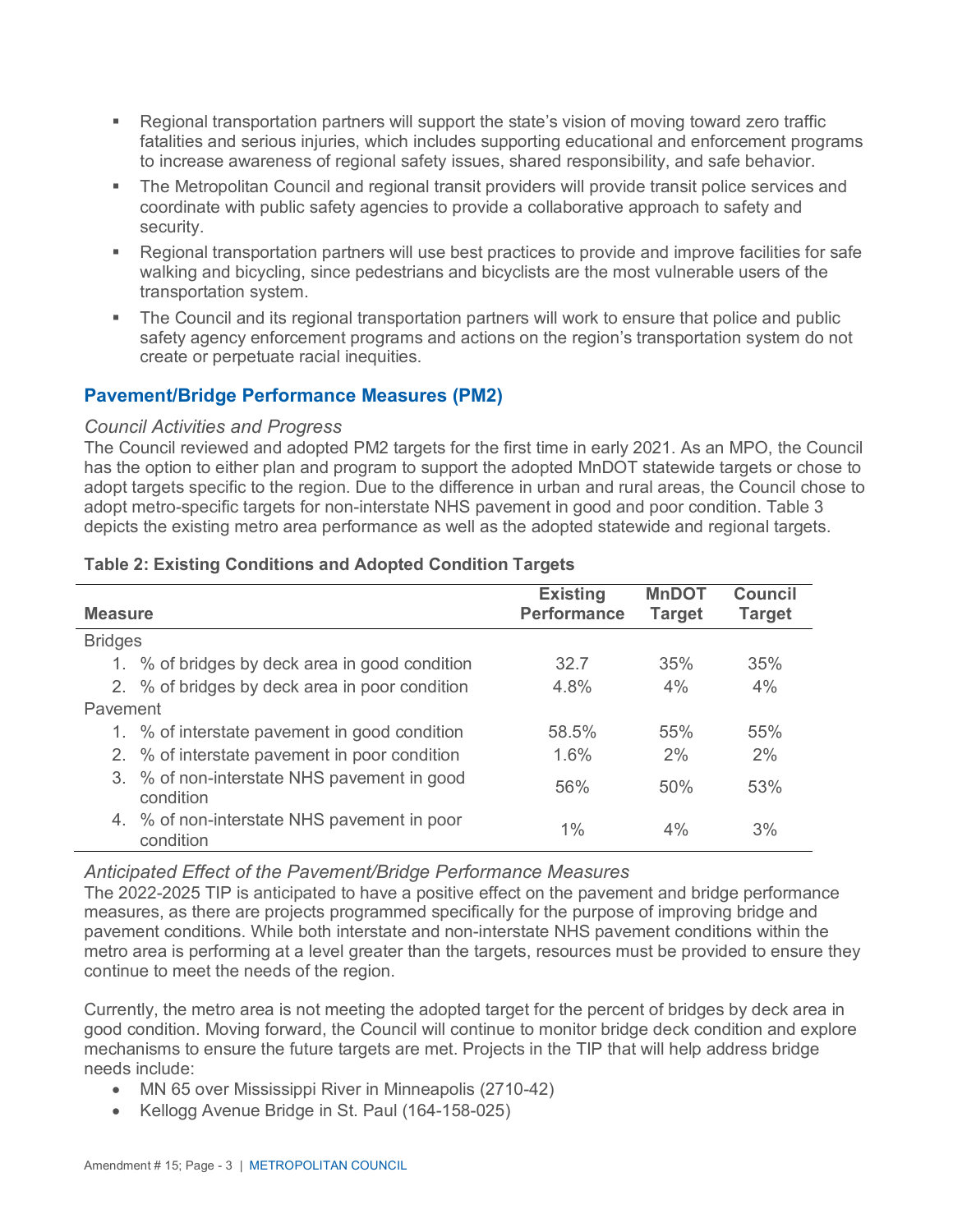- Regional transportation partners will support the state's vision of moving toward zero traffic fatalities and serious injuries, which includes supporting educational and enforcement programs to increase awareness of regional safety issues, shared responsibility, and safe behavior.
- The Metropolitan Council and regional transit providers will provide transit police services and coordinate with public safety agencies to provide a collaborative approach to safety and security.
- Regional transportation partners will use best practices to provide and improve facilities for safe walking and bicycling, since pedestrians and bicyclists are the most vulnerable users of the transportation system.
- The Council and its regional transportation partners will work to ensure that police and public safety agency enforcement programs and actions on the region's transportation system do not create or perpetuate racial inequities.

## Pavement/Bridge Performance Measures (PM2)

### *Council Activities and Progress*

The Council reviewed and adopted PM2 targets for the first time in early 2021. As an MPO, the Council has the option to either plan and program to support the adopted MnDOT statewide targets or chose to adopt targets specific to the region. Due to the difference in urban and rural areas, the Council chose to adopt metro-specific targets for non-interstate NHS pavement in good and poor condition. Table 3 depicts the existing metro area performance as well as the adopted statewide and regional targets.

**Table 2: Existing Conditions and Adopted Condition Targets**

| Measure | Existing Performance | MnDOT Target | Council Target |
|---|---|---|---|
| Bridges | | | |
| 1. % of bridges by deck area in good condition | 32.7 | 35% | 35% |
| 2. % of bridges by deck area in poor condition | 4.8% | 4% | 4% |
| Pavement | | | |
| 1. % of interstate pavement in good condition | 58.5% | 55% | 55% |
| 2. % of interstate pavement in poor condition | 1.6% | 2% | 2% |
| 3. % of non-interstate NHS pavement in good condition | 56% | 50% | 53% |
| 4. % of non-interstate NHS pavement in poor condition | 1% | 4% | 3% |

### *Anticipated Effect of the Pavement/Bridge Performance Measures*

The 2022-2025 TIP is anticipated to have a positive effect on the pavement and bridge performance measures, as there are projects programmed specifically for the purpose of improving bridge and pavement conditions. While both interstate and non-interstate NHS pavement conditions within the metro area is performing at a level greater than the targets, resources must be provided to ensure they continue to meet the needs of the region.

Currently, the metro area is not meeting the adopted target for the percent of bridges by deck area in good condition. Moving forward, the Council will continue to monitor bridge deck condition and explore mechanisms to ensure the future targets are met. Projects in the TIP that will help address bridge needs include:

- MN 65 over Mississippi River in Minneapolis (2710-42)
- Kellogg Avenue Bridge in St. Paul (164-158-025)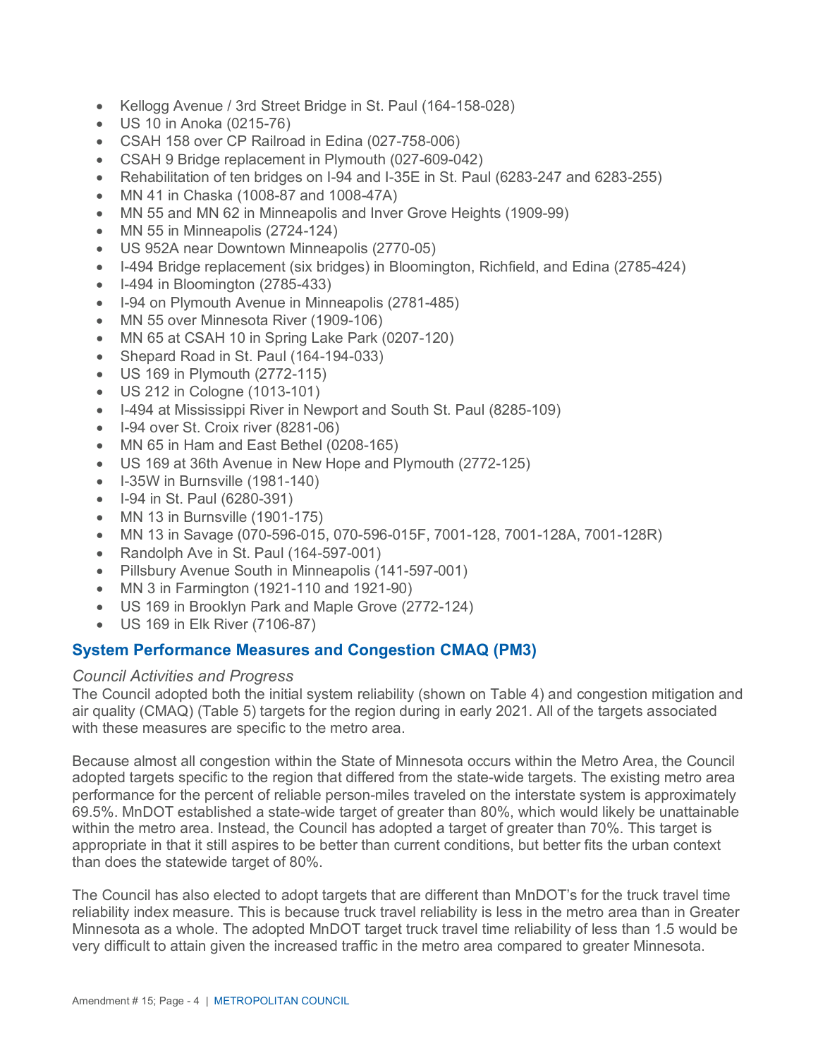- Kellogg Avenue / 3rd Street Bridge in St. Paul (164-158-028)
- US 10 in Anoka (0215-76)
- CSAH 158 over CP Railroad in Edina (027-758-006)
- CSAH 9 Bridge replacement in Plymouth (027-609-042)
- Rehabilitation of ten bridges on I-94 and I-35E in St. Paul (6283-247 and 6283-255)
- MN 41 in Chaska (1008-87 and 1008-47A)
- MN 55 and MN 62 in Minneapolis and Inver Grove Heights (1909-99)
- MN 55 in Minneapolis (2724-124)
- US 952A near Downtown Minneapolis (2770-05)
- I-494 Bridge replacement (six bridges) in Bloomington, Richfield, and Edina (2785-424)
- I-494 in Bloomington (2785-433)
- I-94 on Plymouth Avenue in Minneapolis (2781-485)
- MN 55 over Minnesota River (1909-106)
- MN 65 at CSAH 10 in Spring Lake Park (0207-120)
- Shepard Road in St. Paul (164-194-033)
- US 169 in Plymouth (2772-115)
- US 212 in Cologne (1013-101)
- I-494 at Mississippi River in Newport and South St. Paul (8285-109)
- I-94 over St. Croix river (8281-06)
- MN 65 in Ham and East Bethel (0208-165)
- US 169 at 36th Avenue in New Hope and Plymouth (2772-125)
- I-35W in Burnsville (1981-140)
- I-94 in St. Paul (6280-391)
- MN 13 in Burnsville (1901-175)
- MN 13 in Savage (070-596-015, 070-596-015F, 7001-128, 7001-128A, 7001-128R)
- Randolph Ave in St. Paul (164-597-001)
- Pillsbury Avenue South in Minneapolis (141-597-001)
- MN 3 in Farmington (1921-110 and 1921-90)
- US 169 in Brooklyn Park and Maple Grove (2772-124)
- US 169 in Elk River (7106-87)

## System Performance Measures and Congestion CMAQ (PM3)

### *Council Activities and Progress*

The Council adopted both the initial system reliability (shown on Table 4) and congestion mitigation and air quality (CMAQ) (Table 5) targets for the region during in early 2021. All of the targets associated with these measures are specific to the metro area.

Because almost all congestion within the State of Minnesota occurs within the Metro Area, the Council adopted targets specific to the region that differed from the state-wide targets. The existing metro area performance for the percent of reliable person-miles traveled on the interstate system is approximately 69.5%. MnDOT established a state-wide target of greater than 80%, which would likely be unattainable within the metro area. Instead, the Council has adopted a target of greater than 70%. This target is appropriate in that it still aspires to be better than current conditions, but better fits the urban context than does the statewide target of 80%.

The Council has also elected to adopt targets that are different than MnDOT's for the truck travel time reliability index measure. This is because truck travel reliability is less in the metro area than in Greater Minnesota as a whole. The adopted MnDOT target truck travel time reliability of less than 1.5 would be very difficult to attain given the increased traffic in the metro area compared to greater Minnesota.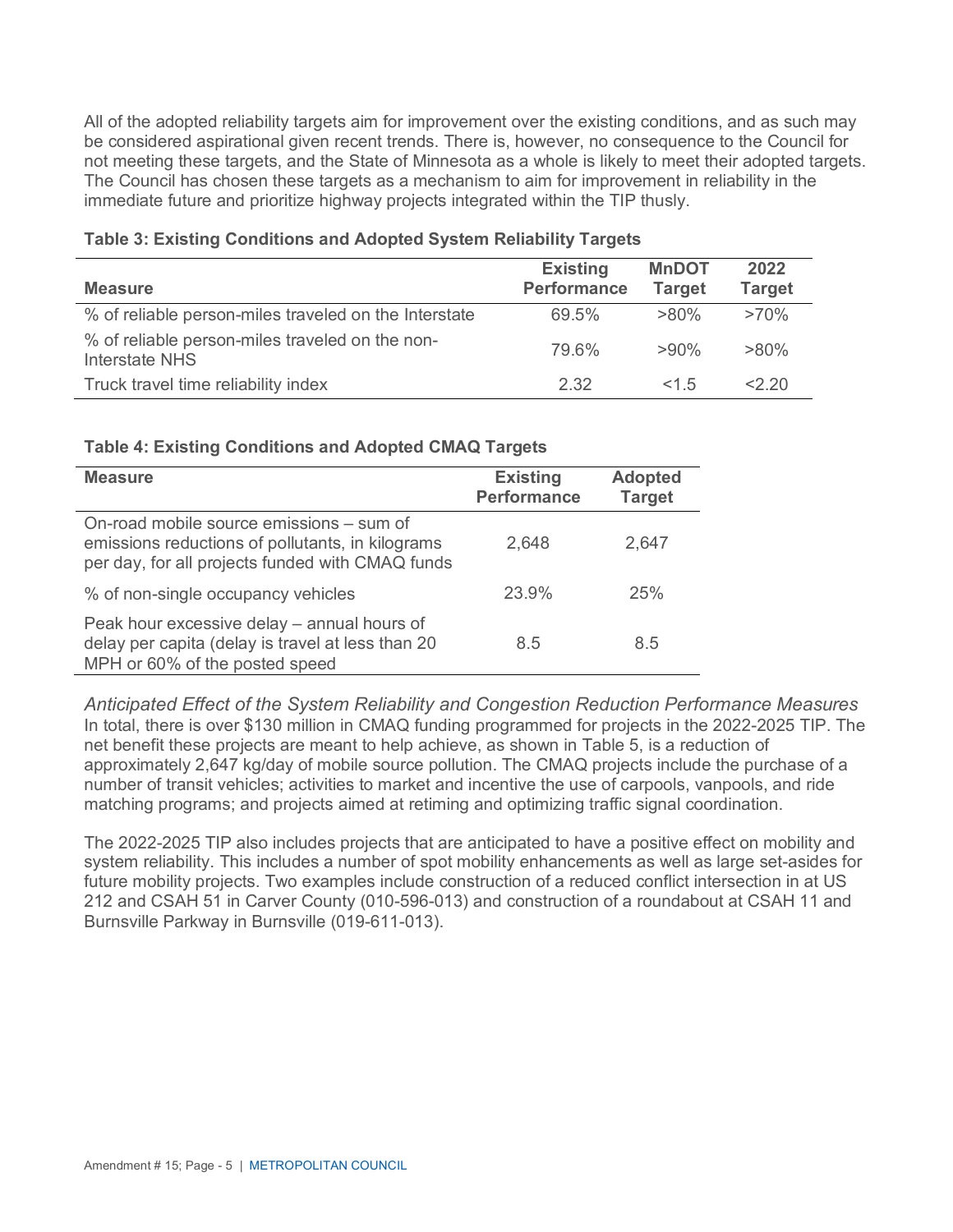All of the adopted reliability targets aim for improvement over the existing conditions, and as such may be considered aspirational given recent trends. There is, however, no consequence to the Council for not meeting these targets, and the State of Minnesota as a whole is likely to meet their adopted targets. The Council has chosen these targets as a mechanism to aim for improvement in reliability in the immediate future and prioritize highway projects integrated within the TIP thusly.

**Table 3: Existing Conditions and Adopted System Reliability Targets**

| Measure | Existing Performance | MnDOT Target | 2022 Target |
|---|---|---|---|
| % of reliable person-miles traveled on the Interstate | 69.5% | >80% | >70% |
| % of reliable person-miles traveled on the non-Interstate NHS | 79.6% | >90% | >80% |
| Truck travel time reliability index | 2.32 | <1.5 | <2.20 |

**Table 4: Existing Conditions and Adopted CMAQ Targets**

| Measure | Existing Performance | Adopted Target |
|---|---|---|
| On-road mobile source emissions – sum of emissions reductions of pollutants, in kilograms per day, for all projects funded with CMAQ funds | 2,648 | 2,647 |
| % of non-single occupancy vehicles | 23.9% | 25% |
| Peak hour excessive delay – annual hours of delay per capita (delay is travel at less than 20 MPH or 60% of the posted speed | 8.5 | 8.5 |

*Anticipated Effect of the System Reliability and Congestion Reduction Performance Measures*

In total, there is over $130 million in CMAQ funding programmed for projects in the 2022-2025 TIP. The net benefit these projects are meant to help achieve, as shown in Table 5, is a reduction of approximately 2,647 kg/day of mobile source pollution. The CMAQ projects include the purchase of a number of transit vehicles; activities to market and incentive the use of carpools, vanpools, and ride matching programs; and projects aimed at retiming and optimizing traffic signal coordination.

The 2022-2025 TIP also includes projects that are anticipated to have a positive effect on mobility and system reliability. This includes a number of spot mobility enhancements as well as large set-asides for future mobility projects. Two examples include construction of a reduced conflict intersection in at US 212 and CSAH 51 in Carver County (010-596-013) and construction of a roundabout at CSAH 11 and Burnsville Parkway in Burnsville (019-611-013).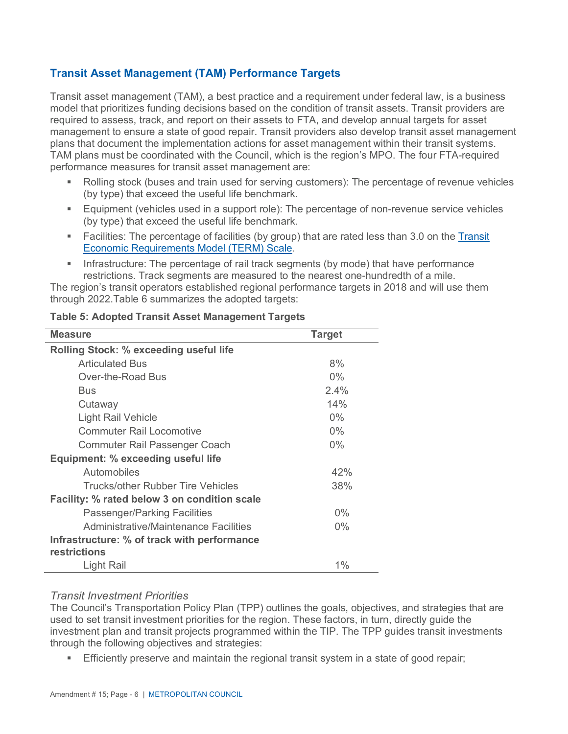## Transit Asset Management (TAM) Performance Targets

Transit asset management (TAM), a best practice and a requirement under federal law, is a business model that prioritizes funding decisions based on the condition of transit assets. Transit providers are required to assess, track, and report on their assets to FTA, and develop annual targets for asset management to ensure a state of good repair. Transit providers also develop transit asset management plans that document the implementation actions for asset management within their transit systems. TAM plans must be coordinated with the Council, which is the region's MPO. The four FTA-required performance measures for transit asset management are:

- Rolling stock (buses and train used for serving customers): The percentage of revenue vehicles (by type) that exceed the useful life benchmark.
- Equipment (vehicles used in a support role): The percentage of non-revenue service vehicles (by type) that exceed the useful life benchmark.
- Facilities: The percentage of facilities (by group) that are rated less than 3.0 on the [Transit Economic Requirements Model (TERM) Scale](#).
- Infrastructure: The percentage of rail track segments (by mode) that have performance restrictions. Track segments are measured to the nearest one-hundredth of a mile.

The region's transit operators established regional performance targets in 2018 and will use them through 2022.Table 6 summarizes the adopted targets:

**Table 5: Adopted Transit Asset Management Targets**

| Measure | Target |
|---|---|
| **Rolling Stock: % exceeding useful life** | |
| Articulated Bus | 8% |
| Over-the-Road Bus | 0% |
| Bus | 2.4% |
| Cutaway | 14% |
| Light Rail Vehicle | 0% |
| Commuter Rail Locomotive | 0% |
| Commuter Rail Passenger Coach | 0% |
| **Equipment: % exceeding useful life** | |
| Automobiles | 42% |
| Trucks/other Rubber Tire Vehicles | 38% |
| **Facility: % rated below 3 on condition scale** | |
| Passenger/Parking Facilities | 0% |
| Administrative/Maintenance Facilities | 0% |
| **Infrastructure: % of track with performance restrictions** | |
| Light Rail | 1% |

### *Transit Investment Priorities*

The Council's Transportation Policy Plan (TPP) outlines the goals, objectives, and strategies that are used to set transit investment priorities for the region. These factors, in turn, directly guide the investment plan and transit projects programmed within the TIP. The TPP guides transit investments through the following objectives and strategies:

- Efficiently preserve and maintain the regional transit system in a state of good repair;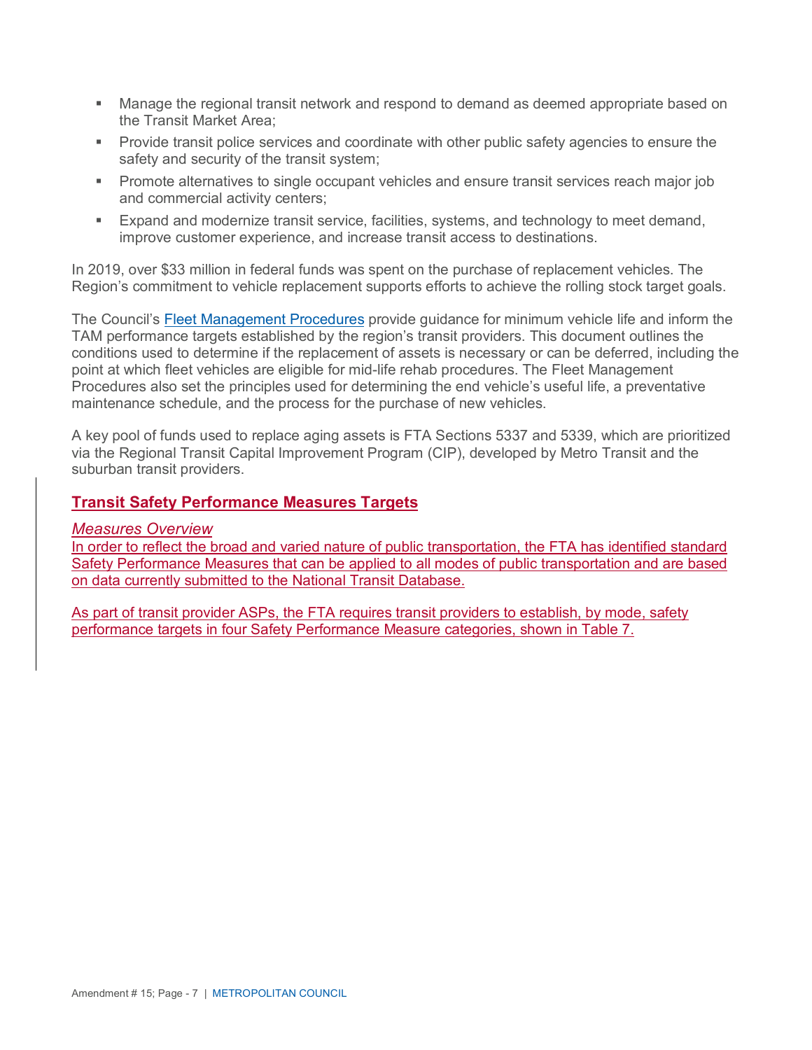- Manage the regional transit network and respond to demand as deemed appropriate based on the Transit Market Area;
- Provide transit police services and coordinate with other public safety agencies to ensure the safety and security of the transit system;
- Promote alternatives to single occupant vehicles and ensure transit services reach major job and commercial activity centers;
- Expand and modernize transit service, facilities, systems, and technology to meet demand, improve customer experience, and increase transit access to destinations.

In 2019, over $33 million in federal funds was spent on the purchase of replacement vehicles. The Region's commitment to vehicle replacement supports efforts to achieve the rolling stock target goals.

The Council's [Fleet Management Procedures] provide guidance for minimum vehicle life and inform the TAM performance targets established by the region's transit providers. This document outlines the conditions used to determine if the replacement of assets is necessary or can be deferred, including the point at which fleet vehicles are eligible for mid-life rehab procedures. The Fleet Management Procedures also set the principles used for determining the end vehicle's useful life, a preventative maintenance schedule, and the process for the purchase of new vehicles.

A key pool of funds used to replace aging assets is FTA Sections 5337 and 5339, which are prioritized via the Regional Transit Capital Improvement Program (CIP), developed by Metro Transit and the suburban transit providers.

## Transit Safety Performance Measures Targets

### *Measures Overview*

In order to reflect the broad and varied nature of public transportation, the FTA has identified standard Safety Performance Measures that can be applied to all modes of public transportation and are based on data currently submitted to the National Transit Database.

As part of transit provider ASPs, the FTA requires transit providers to establish, by mode, safety performance targets in four Safety Performance Measure categories, shown in Table 7.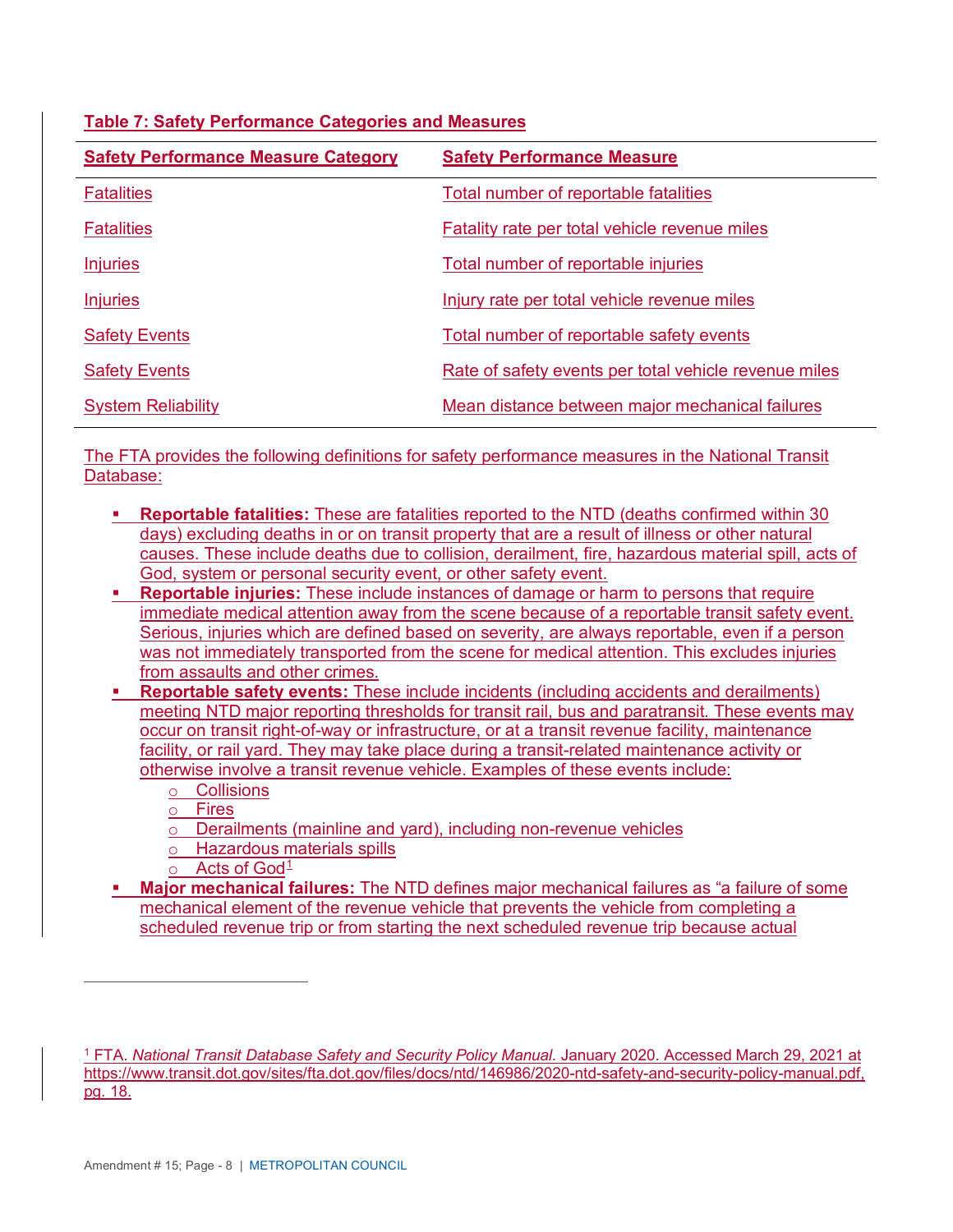**Table 7: Safety Performance Categories and Measures**

| Safety Performance Measure Category | Safety Performance Measure |
|---|---|
| Fatalities | Total number of reportable fatalities |
| Fatalities | Fatality rate per total vehicle revenue miles |
| Injuries | Total number of reportable injuries |
| Injuries | Injury rate per total vehicle revenue miles |
| Safety Events | Total number of reportable safety events |
| Safety Events | Rate of safety events per total vehicle revenue miles |
| System Reliability | Mean distance between major mechanical failures |

The FTA provides the following definitions for safety performance measures in the National Transit Database:

- **Reportable fatalities:** These are fatalities reported to the NTD (deaths confirmed within 30 days) excluding deaths in or on transit property that are a result of illness or other natural causes. These include deaths due to collision, derailment, fire, hazardous material spill, acts of God, system or personal security event, or other safety event.
- **Reportable injuries:** These include instances of damage or harm to persons that require immediate medical attention away from the scene because of a reportable transit safety event. Serious, injuries which are defined based on severity, are always reportable, even if a person was not immediately transported from the scene for medical attention. This excludes injuries from assaults and other crimes.
- **Reportable safety events:** These include incidents (including accidents and derailments) meeting NTD major reporting thresholds for transit rail, bus and paratransit. These events may occur on transit right-of-way or infrastructure, or at a transit revenue facility, maintenance facility, or rail yard. They may take place during a transit-related maintenance activity or otherwise involve a transit revenue vehicle. Examples of these events include:
  - Collisions
  - Fires
  - Derailments (mainline and yard), including non-revenue vehicles
  - Hazardous materials spills
  - Acts of God[1]
- **Major mechanical failures:** The NTD defines major mechanical failures as "a failure of some mechanical element of the revenue vehicle that prevents the vehicle from completing a scheduled revenue trip or from starting the next scheduled revenue trip because actual

[1] FTA. *National Transit Database Safety and Security Policy Manual*. January 2020. Accessed March 29, 2021 at https://www.transit.dot.gov/sites/fta.dot.gov/files/docs/ntd/146986/2020-ntd-safety-and-security-policy-manual.pdf, pg. 18.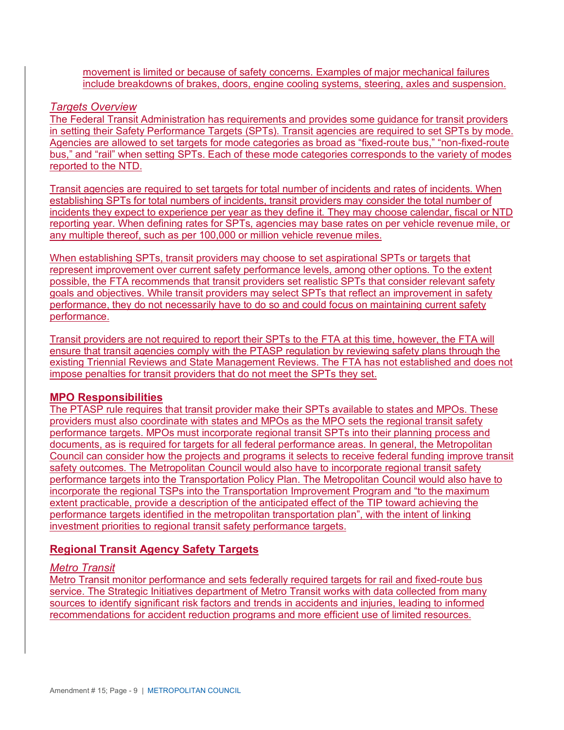movement is limited or because of safety concerns. Examples of major mechanical failures include breakdowns of brakes, doors, engine cooling systems, steering, axles and suspension.

*Targets Overview*

The Federal Transit Administration has requirements and provides some guidance for transit providers in setting their Safety Performance Targets (SPTs). Transit agencies are required to set SPTs by mode. Agencies are allowed to set targets for mode categories as broad as “fixed-route bus,” “non-fixed-route bus,” and “rail” when setting SPTs. Each of these mode categories corresponds to the variety of modes reported to the NTD.

Transit agencies are required to set targets for total number of incidents and rates of incidents. When establishing SPTs for total numbers of incidents, transit providers may consider the total number of incidents they expect to experience per year as they define it. They may choose calendar, fiscal or NTD reporting year. When defining rates for SPTs, agencies may base rates on per vehicle revenue mile, or any multiple thereof, such as per 100,000 or million vehicle revenue miles.

When establishing SPTs, transit providers may choose to set aspirational SPTs or targets that represent improvement over current safety performance levels, among other options. To the extent possible, the FTA recommends that transit providers set realistic SPTs that consider relevant safety goals and objectives. While transit providers may select SPTs that reflect an improvement in safety performance, they do not necessarily have to do so and could focus on maintaining current safety performance.

Transit providers are not required to report their SPTs to the FTA at this time, however, the FTA will ensure that transit agencies comply with the PTASP regulation by reviewing safety plans through the existing Triennial Reviews and State Management Reviews. The FTA has not established and does not impose penalties for transit providers that do not meet the SPTs they set.

## MPO Responsibilities

The PTASP rule requires that transit provider make their SPTs available to states and MPOs. These providers must also coordinate with states and MPOs as the MPO sets the regional transit safety performance targets. MPOs must incorporate regional transit SPTs into their planning process and documents, as is required for targets for all federal performance areas. In general, the Metropolitan Council can consider how the projects and programs it selects to receive federal funding improve transit safety outcomes. The Metropolitan Council would also have to incorporate regional transit safety performance targets into the Transportation Policy Plan. The Metropolitan Council would also have to incorporate the regional TSPs into the Transportation Improvement Program and “to the maximum extent practicable, provide a description of the anticipated effect of the TIP toward achieving the performance targets identified in the metropolitan transportation plan”, with the intent of linking investment priorities to regional transit safety performance targets.

## Regional Transit Agency Safety Targets

*Metro Transit*

Metro Transit monitor performance and sets federally required targets for rail and fixed-route bus service. The Strategic Initiatives department of Metro Transit works with data collected from many sources to identify significant risk factors and trends in accidents and injuries, leading to informed recommendations for accident reduction programs and more efficient use of limited resources.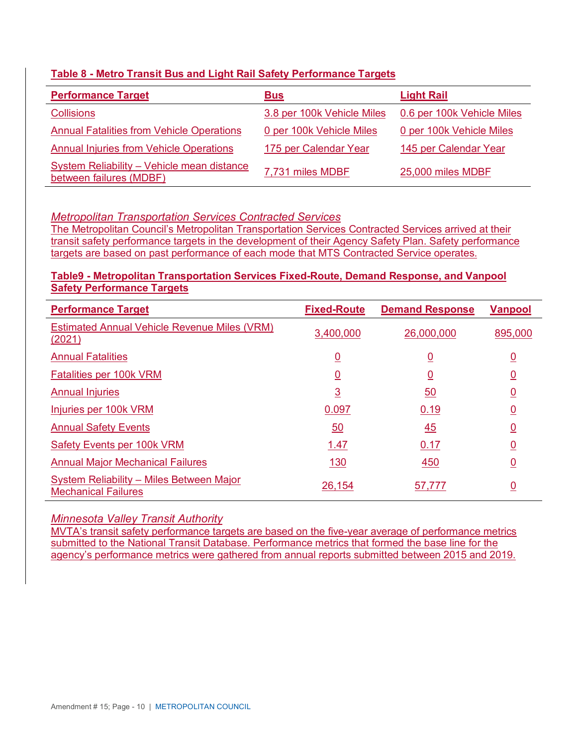**Table 8 - Metro Transit Bus and Light Rail Safety Performance Targets**

| Performance Target | Bus | Light Rail |
|---|---|---|
| Collisions | 3.8 per 100k Vehicle Miles | 0.6 per 100k Vehicle Miles |
| Annual Fatalities from Vehicle Operations | 0 per 100k Vehicle Miles | 0 per 100k Vehicle Miles |
| Annual Injuries from Vehicle Operations | 175 per Calendar Year | 145 per Calendar Year |
| System Reliability – Vehicle mean distance between failures (MDBF) | 7,731 miles MDBF | 25,000 miles MDBF |

*Metropolitan Transportation Services Contracted Services*

The Metropolitan Council's Metropolitan Transportation Services Contracted Services arrived at their transit safety performance targets in the development of their Agency Safety Plan. Safety performance targets are based on past performance of each mode that MTS Contracted Service operates.

**Table9 - Metropolitan Transportation Services Fixed-Route, Demand Response, and Vanpool Safety Performance Targets**

| Performance Target | Fixed-Route | Demand Response | Vanpool |
|---|---|---|---|
| Estimated Annual Vehicle Revenue Miles (VRM) (2021) | 3,400,000 | 26,000,000 | 895,000 |
| Annual Fatalities | 0 | 0 | 0 |
| Fatalities per 100k VRM | 0 | 0 | 0 |
| Annual Injuries | 3 | 50 | 0 |
| Injuries per 100k VRM | 0.097 | 0.19 | 0 |
| Annual Safety Events | 50 | 45 | 0 |
| Safety Events per 100k VRM | 1.47 | 0.17 | 0 |
| Annual Major Mechanical Failures | 130 | 450 | 0 |
| System Reliability – Miles Between Major Mechanical Failures | 26,154 | 57,777 | 0 |

*Minnesota Valley Transit Authority*

MVTA's transit safety performance targets are based on the five-year average of performance metrics submitted to the National Transit Database. Performance metrics that formed the base line for the agency's performance metrics were gathered from annual reports submitted between 2015 and 2019.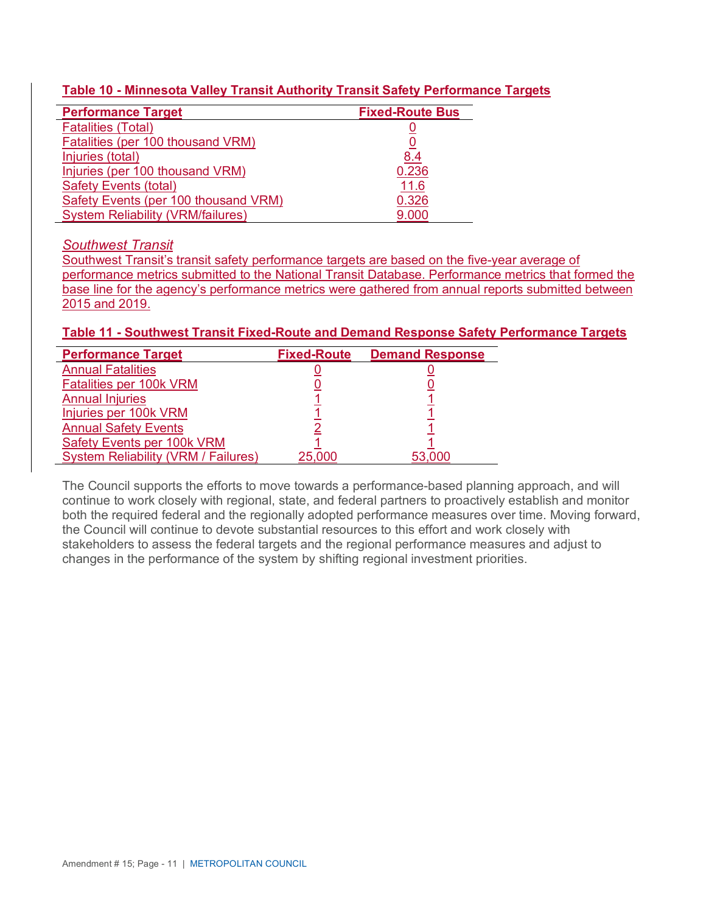**Table 10 - Minnesota Valley Transit Authority Transit Safety Performance Targets**

| Performance Target | Fixed-Route Bus |
|---|---|
| Fatalities (Total) | 0 |
| Fatalities (per 100 thousand VRM) | 0 |
| Injuries (total) | 8.4 |
| Injuries (per 100 thousand VRM) | 0.236 |
| Safety Events (total) | 11.6 |
| Safety Events (per 100 thousand VRM) | 0.326 |
| System Reliability (VRM/failures) | 9.000 |

*Southwest Transit*

Southwest Transit's transit safety performance targets are based on the five-year average of performance metrics submitted to the National Transit Database. Performance metrics that formed the base line for the agency's performance metrics were gathered from annual reports submitted between 2015 and 2019.

**Table 11 - Southwest Transit Fixed-Route and Demand Response Safety Performance Targets**

| Performance Target | Fixed-Route | Demand Response |
|---|---|---|
| Annual Fatalities | 0 | 0 |
| Fatalities per 100k VRM | 0 | 0 |
| Annual Injuries | 1 | 1 |
| Injuries per 100k VRM | 1 | 1 |
| Annual Safety Events | 2 | 1 |
| Safety Events per 100k VRM | 1 | 1 |
| System Reliability (VRM / Failures) | 25,000 | 53,000 |

The Council supports the efforts to move towards a performance-based planning approach, and will continue to work closely with regional, state, and federal partners to proactively establish and monitor both the required federal and the regionally adopted performance measures over time. Moving forward, the Council will continue to devote substantial resources to this effort and work closely with stakeholders to assess the federal targets and the regional performance measures and adjust to changes in the performance of the system by shifting regional investment priorities.